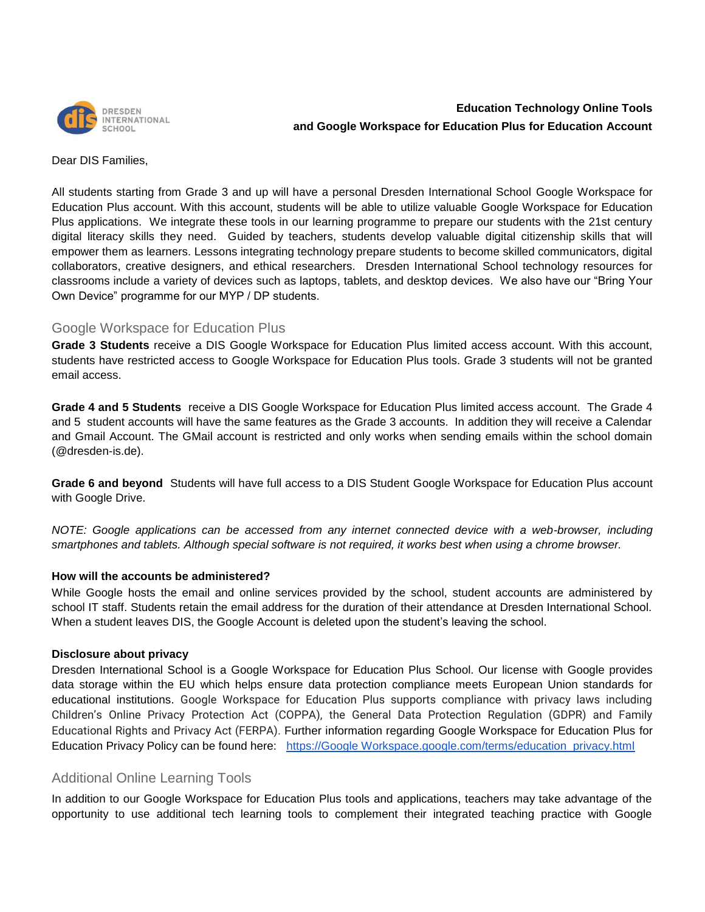**Education Technology Online Tools and Google Workspace for Education Plus for Education Account**

Dear DIS Families,

All students starting from Grade 3 and up will have a personal Dresden International School Google Workspace for Education Plus account. With this account, students will be able to utilize valuable Google Workspace for Education Plus applications. We integrate these tools in our learning programme to prepare our students with the 21st century digital literacy skills they need. Guided by teachers, students develop valuable digital citizenship skills that will empower them as learners. Lessons integrating technology prepare students to become skilled communicators, digital collaborators, creative designers, and ethical researchers. Dresden International School technology resources for classrooms include a variety of devices such as laptops, tablets, and desktop devices. We also have our "Bring Your Own Device" programme for our MYP / DP students.

## Google Workspace for Education Plus

**Grade 3 Students** receive a DIS Google Workspace for Education Plus limited access account. With this account, students have restricted access to Google Workspace for Education Plus tools. Grade 3 students will not be granted email access.

**Grade 4 and 5 Students** receive a DIS Google Workspace for Education Plus limited access account. The Grade 4 and 5 student accounts will have the same features as the Grade 3 accounts. In addition they will receive a Calendar and Gmail Account. The GMail account is restricted and only works when sending emails within the school domain (@dresden-is.de).

**Grade 6 and beyond** Students will have full access to a DIS Student Google Workspace for Education Plus account with Google Drive.

*NOTE: Google applications can be accessed from any internet connected device with a web-browser, including smartphones and tablets. Although special software is not required, it works best when using a chrome browser.*

**How will the accounts be administered?**

While Google hosts the email and online services provided by the school, student accounts are administered by school IT staff. Students retain the email address for the duration of their attendance at Dresden International School. When a student leaves DIS, the Google Account is deleted upon the student's leaving the school.

**Disclosure about privacy**

Dresden International School is a Google Workspace for Education Plus School. Our license with Google provides data storage within the EU which helps ensure data protection compliance meets European Union standards for educational institutions. Google Workspace for Education Plus supports compliance with privacy laws including Children's Online Privacy Protection Act (COPPA), the General Data Protection Regulation (GDPR) and Family Educational Rights and Privacy Act (FERPA). Further information regarding Google Workspace for Education Plus for Education Privacy Policy can be found here: [https://Google Workspace.google.com/terms/education_privacy.html](https://Google Workspace.google.com/terms/education_privacy.html)

## Additional Online Learning Tools

In addition to our Google Workspace for Education Plus tools and applications, teachers may take advantage of the opportunity to use additional tech learning tools to complement their integrated teaching practice with Google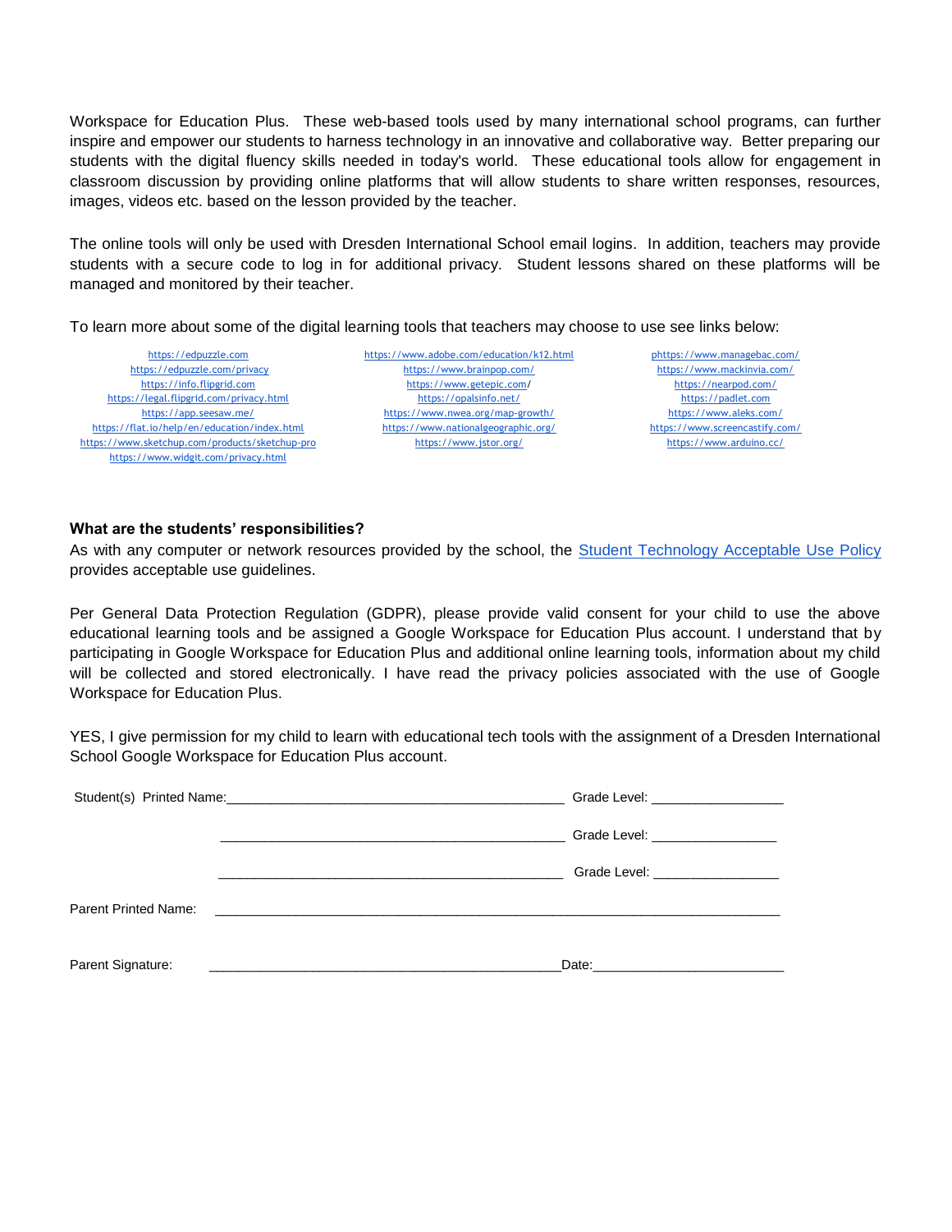Workspace for Education Plus. These web-based tools used by many international school programs, can further inspire and empower our students to harness technology in an innovative and collaborative way. Better preparing our students with the digital fluency skills needed in today's world. These educational tools allow for engagement in classroom discussion by providing online platforms that will allow students to share written responses, resources, images, videos etc. based on the lesson provided by the teacher.

The online tools will only be used with Dresden International School email logins. In addition, teachers may provide students with a secure code to log in for additional privacy. Student lessons shared on these platforms will be managed and monitored by their teacher.

To learn more about some of the digital learning tools that teachers may choose to use see links below:

https://edpuzzle.com
https://edpuzzle.com/privacy
https://info.flipgrid.com
https://legal.flipgrid.com/privacy.html
https://app.seesaw.me/
https://flat.io/help/en/education/index.html
https://www.sketchup.com/products/sketchup-pro
https://www.widgit.com/privacy.html

https://www.adobe.com/education/k12.html
https://www.brainpop.com/
https://www.getepic.com/
https://opalsinfo.net/
https://www.nwea.org/map-growth/
https://www.nationalgeographic.org/
https://www.jstor.org/

phttps://www.managebac.com/
https://www.mackinvia.com/
https://nearpod.com/
https://padlet.com
https://www.aleks.com/
https://www.screencastify.com/
https://www.arduino.cc/

**What are the students' responsibilities?**

As with any computer or network resources provided by the school, the Student Technology Acceptable Use Policy provides acceptable use guidelines.

Per General Data Protection Regulation (GDPR), please provide valid consent for your child to use the above educational learning tools and be assigned a Google Workspace for Education Plus account. I understand that by participating in Google Workspace for Education Plus and additional online learning tools, information about my child will be collected and stored electronically. I have read the privacy policies associated with the use of Google Workspace for Education Plus.

YES, I give permission for my child to learn with educational tech tools with the assignment of a Dresden International School Google Workspace for Education Plus account.

Student(s) Printed Name:_____________________________________________ Grade Level: _________________

_____________________________________________ Grade Level: _________________

_____________________________________________ Grade Level: _________________

Parent Printed Name: ___________________________________________________________________________

Parent Signature: _______________________________________________Date:_________________________